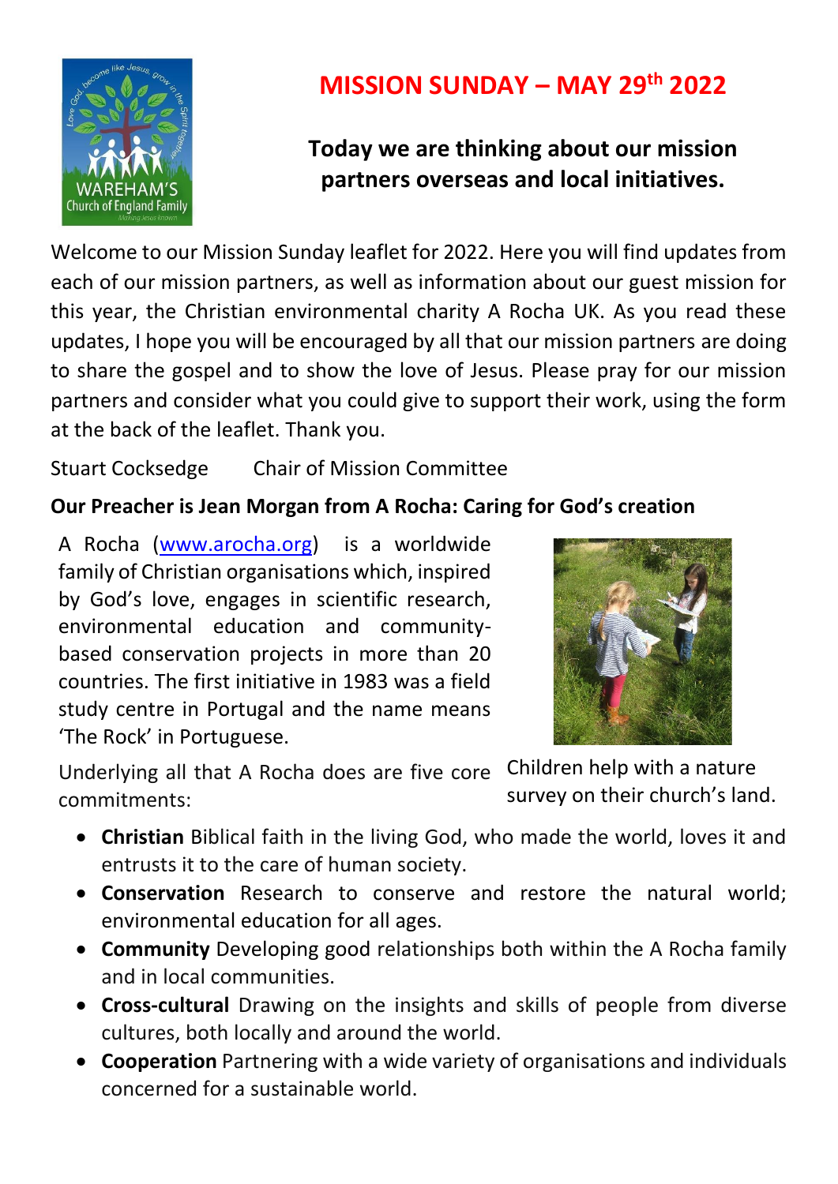# MISSION SUNDAY – MAY 29th 2022

**Today we are thinking about our mission partners overseas and local initiatives.**

Welcome to our Mission Sunday leaflet for 2022. Here you will find updates from each of our mission partners, as well as information about our guest mission for this year, the Christian environmental charity A Rocha UK. As you read these updates, I hope you will be encouraged by all that our mission partners are doing to share the gospel and to show the love of Jesus. Please pray for our mission partners and consider what you could give to support their work, using the form at the back of the leaflet. Thank you.

Stuart Cocksedge    Chair of Mission Committee

**Our Preacher is Jean Morgan from A Rocha: Caring for God's creation**

A Rocha (www.arocha.org) is a worldwide family of Christian organisations which, inspired by God's love, engages in scientific research, environmental education and community-based conservation projects in more than 20 countries. The first initiative in 1983 was a field study centre in Portugal and the name means 'The Rock' in Portuguese.

Children help with a nature survey on their church's land.

Underlying all that A Rocha does are five core commitments:

- **Christian** Biblical faith in the living God, who made the world, loves it and entrusts it to the care of human society.
- **Conservation** Research to conserve and restore the natural world; environmental education for all ages.
- **Community** Developing good relationships both within the A Rocha family and in local communities.
- **Cross-cultural** Drawing on the insights and skills of people from diverse cultures, both locally and around the world.
- **Cooperation** Partnering with a wide variety of organisations and individuals concerned for a sustainable world.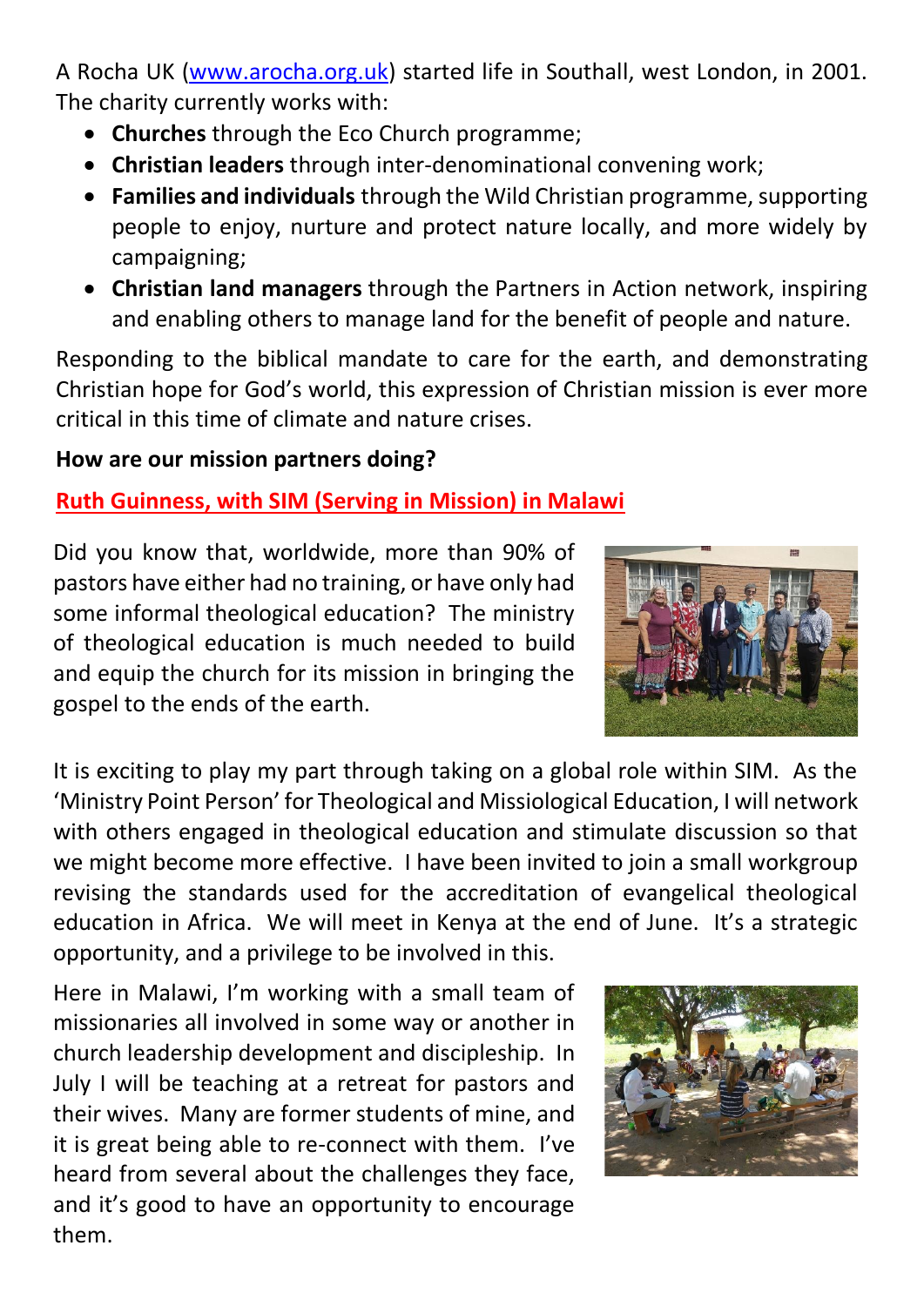A Rocha UK ([www.arocha.org.uk](http://www.arocha.org.uk)) started life in Southall, west London, in 2001. The charity currently works with:

- **Churches** through the Eco Church programme;
- **Christian leaders** through inter-denominational convening work;
- **Families and individuals** through the Wild Christian programme, supporting people to enjoy, nurture and protect nature locally, and more widely by campaigning;
- **Christian land managers** through the Partners in Action network, inspiring and enabling others to manage land for the benefit of people and nature.

Responding to the biblical mandate to care for the earth, and demonstrating Christian hope for God's world, this expression of Christian mission is ever more critical in this time of climate and nature crises.

**How are our mission partners doing?**

**Ruth Guinness, with SIM (Serving in Mission) in Malawi**

Did you know that, worldwide, more than 90% of pastors have either had no training, or have only had some informal theological education? The ministry of theological education is much needed to build and equip the church for its mission in bringing the gospel to the ends of the earth.

It is exciting to play my part through taking on a global role within SIM. As the 'Ministry Point Person' for Theological and Missiological Education, I will network with others engaged in theological education and stimulate discussion so that we might become more effective. I have been invited to join a small workgroup revising the standards used for the accreditation of evangelical theological education in Africa. We will meet in Kenya at the end of June. It's a strategic opportunity, and a privilege to be involved in this.

Here in Malawi, I'm working with a small team of missionaries all involved in some way or another in church leadership development and discipleship. In July I will be teaching at a retreat for pastors and their wives. Many are former students of mine, and it is great being able to re-connect with them. I've heard from several about the challenges they face, and it's good to have an opportunity to encourage them.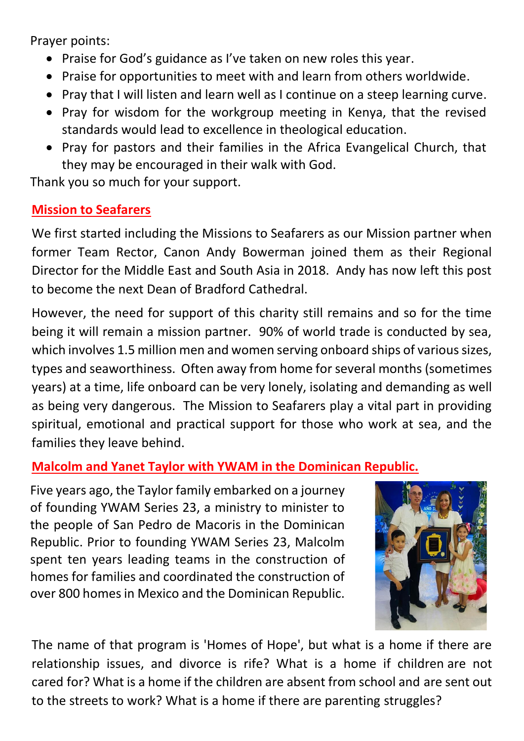Prayer points:

- Praise for God's guidance as I've taken on new roles this year.
- Praise for opportunities to meet with and learn from others worldwide.
- Pray that I will listen and learn well as I continue on a steep learning curve.
- Pray for wisdom for the workgroup meeting in Kenya, that the revised standards would lead to excellence in theological education.
- Pray for pastors and their families in the Africa Evangelical Church, that they may be encouraged in their walk with God.

Thank you so much for your support.

## Mission to Seafarers

We first started including the Missions to Seafarers as our Mission partner when former Team Rector, Canon Andy Bowerman joined them as their Regional Director for the Middle East and South Asia in 2018. Andy has now left this post to become the next Dean of Bradford Cathedral.

However, the need for support of this charity still remains and so for the time being it will remain a mission partner. 90% of world trade is conducted by sea, which involves 1.5 million men and women serving onboard ships of various sizes, types and seaworthiness. Often away from home for several months (sometimes years) at a time, life onboard can be very lonely, isolating and demanding as well as being very dangerous. The Mission to Seafarers play a vital part in providing spiritual, emotional and practical support for those who work at sea, and the families they leave behind.

## Malcolm and Yanet Taylor with YWAM in the Dominican Republic.

Five years ago, the Taylor family embarked on a journey of founding YWAM Series 23, a ministry to minister to the people of San Pedro de Macoris in the Dominican Republic. Prior to founding YWAM Series 23, Malcolm spent ten years leading teams in the construction of homes for families and coordinated the construction of over 800 homes in Mexico and the Dominican Republic.

The name of that program is 'Homes of Hope', but what is a home if there are relationship issues, and divorce is rife? What is a home if children are not cared for? What is a home if the children are absent from school and are sent out to the streets to work? What is a home if there are parenting struggles?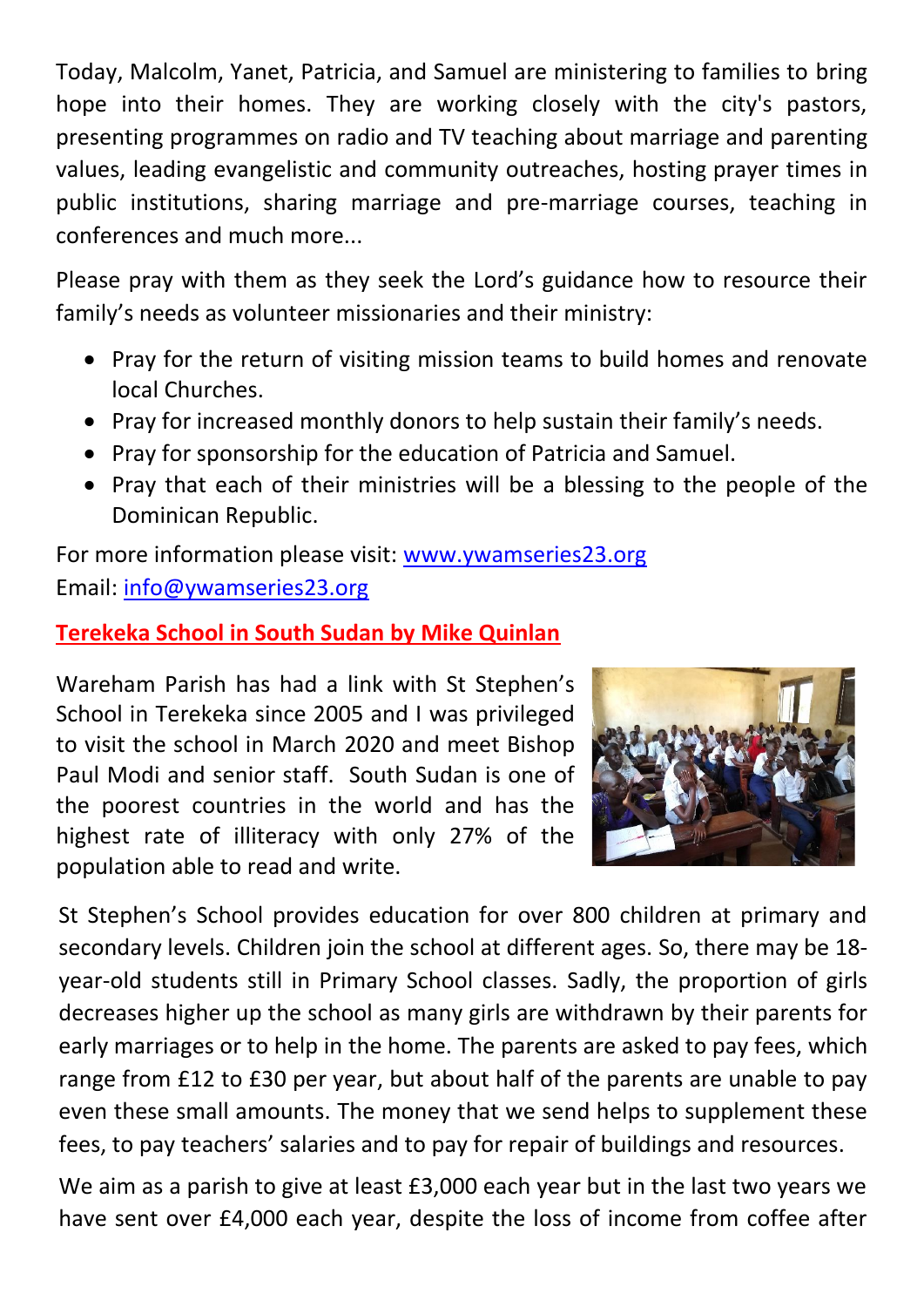Today, Malcolm, Yanet, Patricia, and Samuel are ministering to families to bring hope into their homes. They are working closely with the city's pastors, presenting programmes on radio and TV teaching about marriage and parenting values, leading evangelistic and community outreaches, hosting prayer times in public institutions, sharing marriage and pre-marriage courses, teaching in conferences and much more...

Please pray with them as they seek the Lord's guidance how to resource their family's needs as volunteer missionaries and their ministry:

- Pray for the return of visiting mission teams to build homes and renovate local Churches.
- Pray for increased monthly donors to help sustain their family's needs.
- Pray for sponsorship for the education of Patricia and Samuel.
- Pray that each of their ministries will be a blessing to the people of the Dominican Republic.

For more information please visit: [www.ywamseries23.org](http://www.ywamseries23.org)
Email: [info@ywamseries23.org](mailto:info@ywamseries23.org)

## Terekeka School in South Sudan by Mike Quinlan

Wareham Parish has had a link with St Stephen's School in Terekeka since 2005 and I was privileged to visit the school in March 2020 and meet Bishop Paul Modi and senior staff. South Sudan is one of the poorest countries in the world and has the highest rate of illiteracy with only 27% of the population able to read and write.

St Stephen's School provides education for over 800 children at primary and secondary levels. Children join the school at different ages. So, there may be 18-year-old students still in Primary School classes. Sadly, the proportion of girls decreases higher up the school as many girls are withdrawn by their parents for early marriages or to help in the home. The parents are asked to pay fees, which range from £12 to £30 per year, but about half of the parents are unable to pay even these small amounts. The money that we send helps to supplement these fees, to pay teachers' salaries and to pay for repair of buildings and resources.

We aim as a parish to give at least £3,000 each year but in the last two years we have sent over £4,000 each year, despite the loss of income from coffee after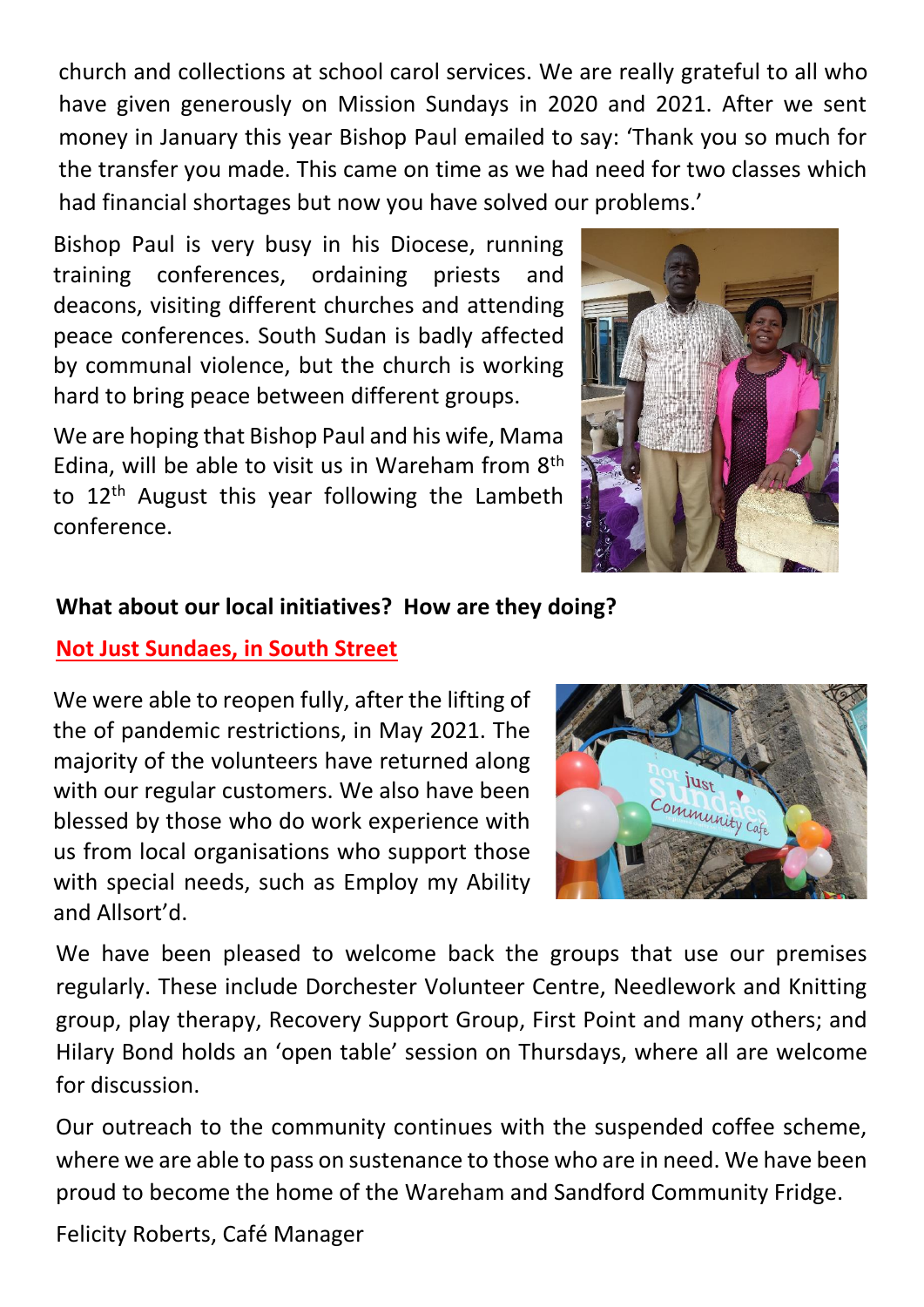church and collections at school carol services. We are really grateful to all who have given generously on Mission Sundays in 2020 and 2021. After we sent money in January this year Bishop Paul emailed to say: 'Thank you so much for the transfer you made. This came on time as we had need for two classes which had financial shortages but now you have solved our problems.'

Bishop Paul is very busy in his Diocese, running training conferences, ordaining priests and deacons, visiting different churches and attending peace conferences. South Sudan is badly affected by communal violence, but the church is working hard to bring peace between different groups.

We are hoping that Bishop Paul and his wife, Mama Edina, will be able to visit us in Wareham from 8th to 12th August this year following the Lambeth conference.

**What about our local initiatives? How are they doing?**

**Not Just Sundaes, in South Street**

We were able to reopen fully, after the lifting of the of pandemic restrictions, in May 2021. The majority of the volunteers have returned along with our regular customers. We also have been blessed by those who do work experience with us from local organisations who support those with special needs, such as Employ my Ability and Allsort'd.

We have been pleased to welcome back the groups that use our premises regularly. These include Dorchester Volunteer Centre, Needlework and Knitting group, play therapy, Recovery Support Group, First Point and many others; and Hilary Bond holds an 'open table' session on Thursdays, where all are welcome for discussion.

Our outreach to the community continues with the suspended coffee scheme, where we are able to pass on sustenance to those who are in need. We have been proud to become the home of the Wareham and Sandford Community Fridge.

Felicity Roberts, Café Manager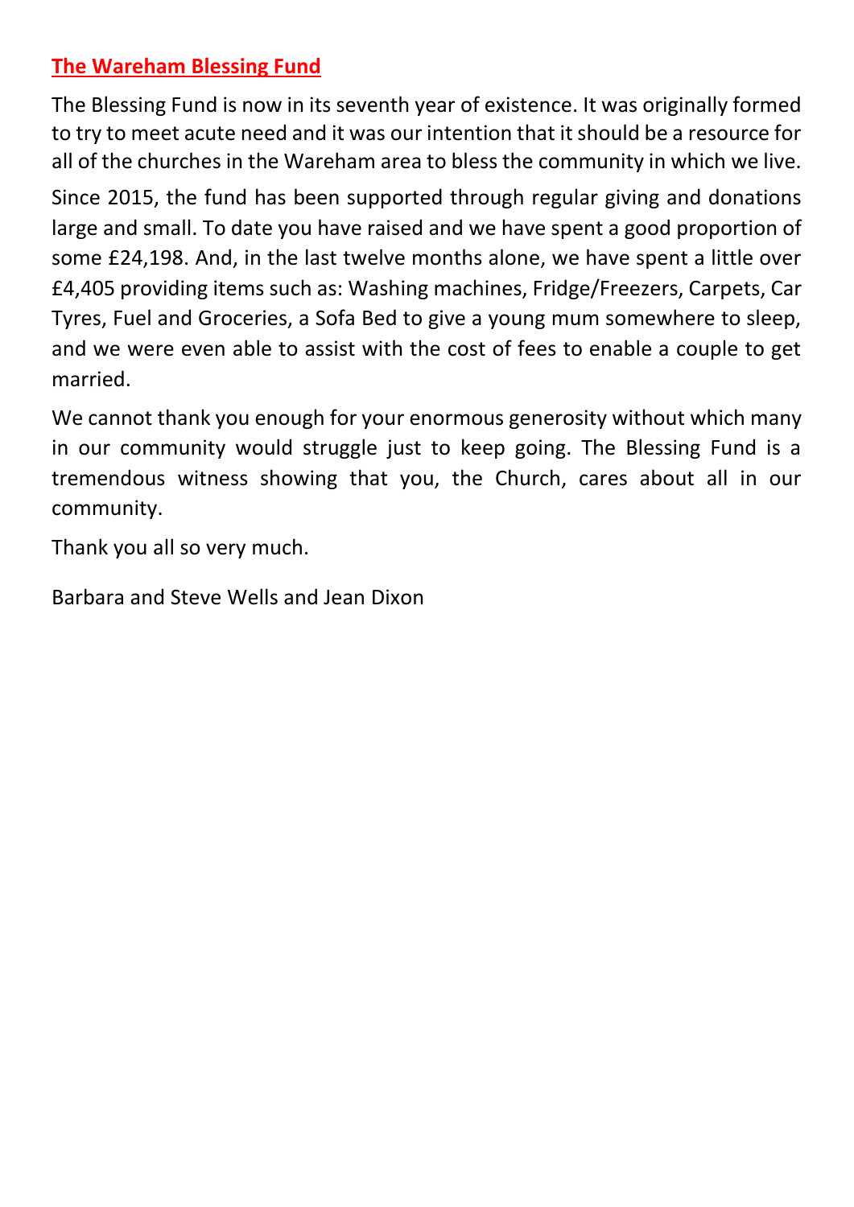## The Wareham Blessing Fund

The Blessing Fund is now in its seventh year of existence. It was originally formed to try to meet acute need and it was our intention that it should be a resource for all of the churches in the Wareham area to bless the community in which we live.

Since 2015, the fund has been supported through regular giving and donations large and small. To date you have raised and we have spent a good proportion of some £24,198. And, in the last twelve months alone, we have spent a little over £4,405 providing items such as: Washing machines, Fridge/Freezers, Carpets, Car Tyres, Fuel and Groceries, a Sofa Bed to give a young mum somewhere to sleep, and we were even able to assist with the cost of fees to enable a couple to get married.

We cannot thank you enough for your enormous generosity without which many in our community would struggle just to keep going. The Blessing Fund is a tremendous witness showing that you, the Church, cares about all in our community.

Thank you all so very much.

Barbara and Steve Wells and Jean Dixon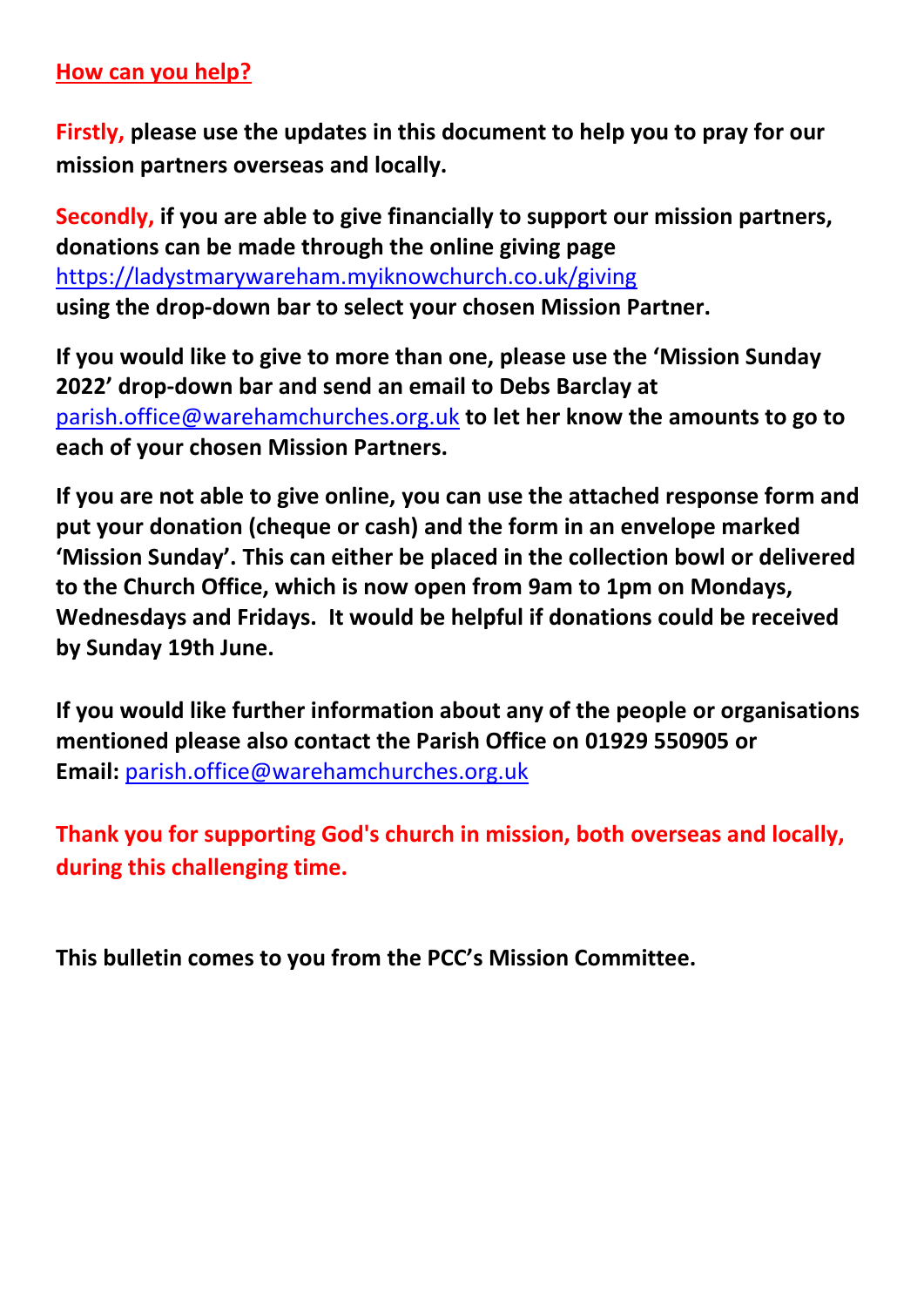## How can you help?

**Firstly, please use the updates in this document to help you to pray for our mission partners overseas and locally.**

**Secondly, if you are able to give financially to support our mission partners, donations can be made through the online giving page** https://ladystmarywareham.myiknowchurch.co.uk/giving **using the drop-down bar to select your chosen Mission Partner.**

**If you would like to give to more than one, please use the 'Mission Sunday 2022' drop-down bar and send an email to Debs Barclay at** parish.office@warehamchurches.org.uk **to let her know the amounts to go to each of your chosen Mission Partners.**

**If you are not able to give online, you can use the attached response form and put your donation (cheque or cash) and the form in an envelope marked 'Mission Sunday'. This can either be placed in the collection bowl or delivered to the Church Office, which is now open from 9am to 1pm on Mondays, Wednesdays and Fridays. It would be helpful if donations could be received by Sunday 19th June.**

**If you would like further information about any of the people or organisations mentioned please also contact the Parish Office on 01929 550905 or Email:** parish.office@warehamchurches.org.uk

**Thank you for supporting God's church in mission, both overseas and locally, during this challenging time.**

**This bulletin comes to you from the PCC's Mission Committee.**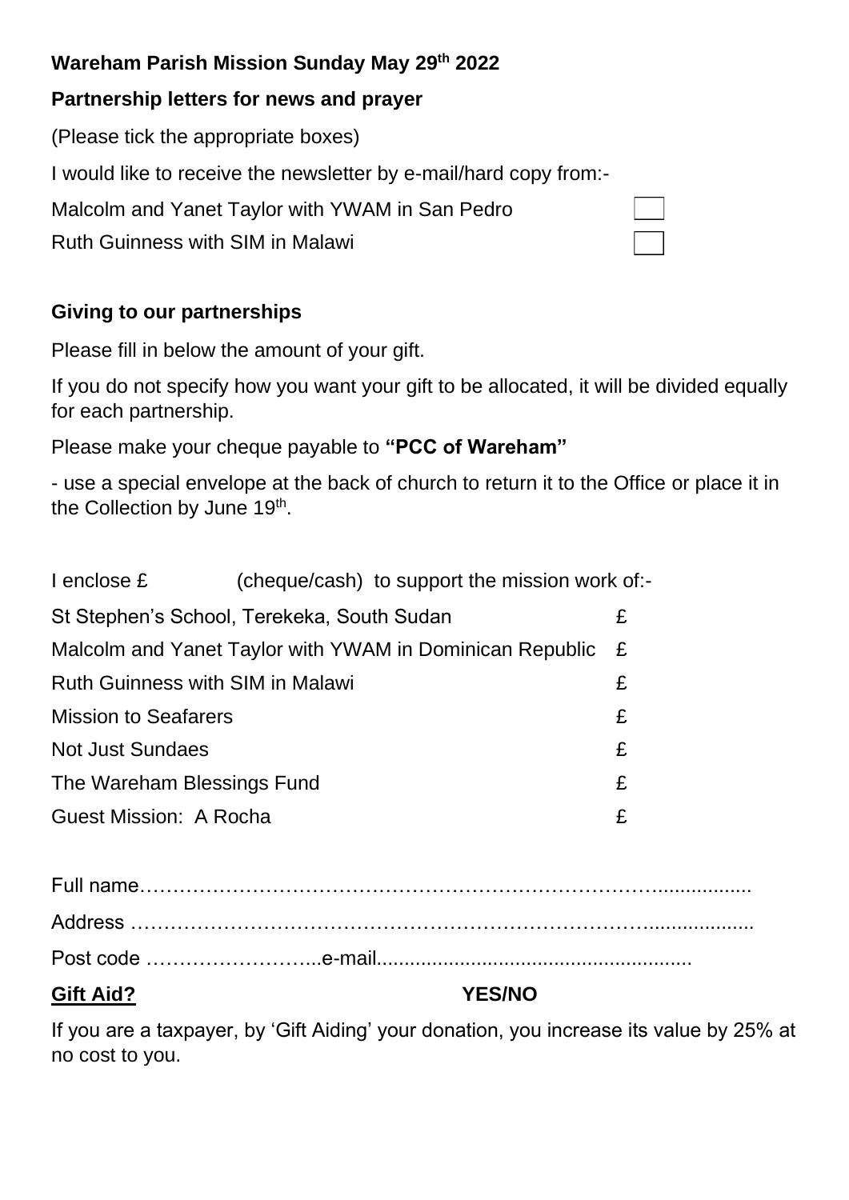**Wareham Parish Mission Sunday May 29th 2022**

**Partnership letters for news and prayer**

(Please tick the appropriate boxes)

I would like to receive the newsletter by e-mail/hard copy from:-

Malcolm and Yanet Taylor with YWAM in San Pedro ☐

Ruth Guinness with SIM in Malawi ☐

**Giving to our partnerships**

Please fill in below the amount of your gift.

If you do not specify how you want your gift to be allocated, it will be divided equally for each partnership.

Please make your cheque payable to **"PCC of Wareham"**

- use a special envelope at the back of church to return it to the Office or place it in the Collection by June 19th.

I enclose £ (cheque/cash) to support the mission work of:-

| | |
|---|---|
| St Stephen's School, Terekeka, South Sudan | £ |
| Malcolm and Yanet Taylor with YWAM in Dominican Republic | £ |
| Ruth Guinness with SIM in Malawi | £ |
| Mission to Seafarers | £ |
| Not Just Sundaes | £ |
| The Wareham Blessings Fund | £ |
| Guest Mission: A Rocha | £ |

Full name……………………………………………………………………..................

Address …………………………………………………………………….....................

Post code ……………………...e-mail.......................................................

**Gift Aid?** **YES/NO**

If you are a taxpayer, by 'Gift Aiding' your donation, you increase its value by 25% at no cost to you.